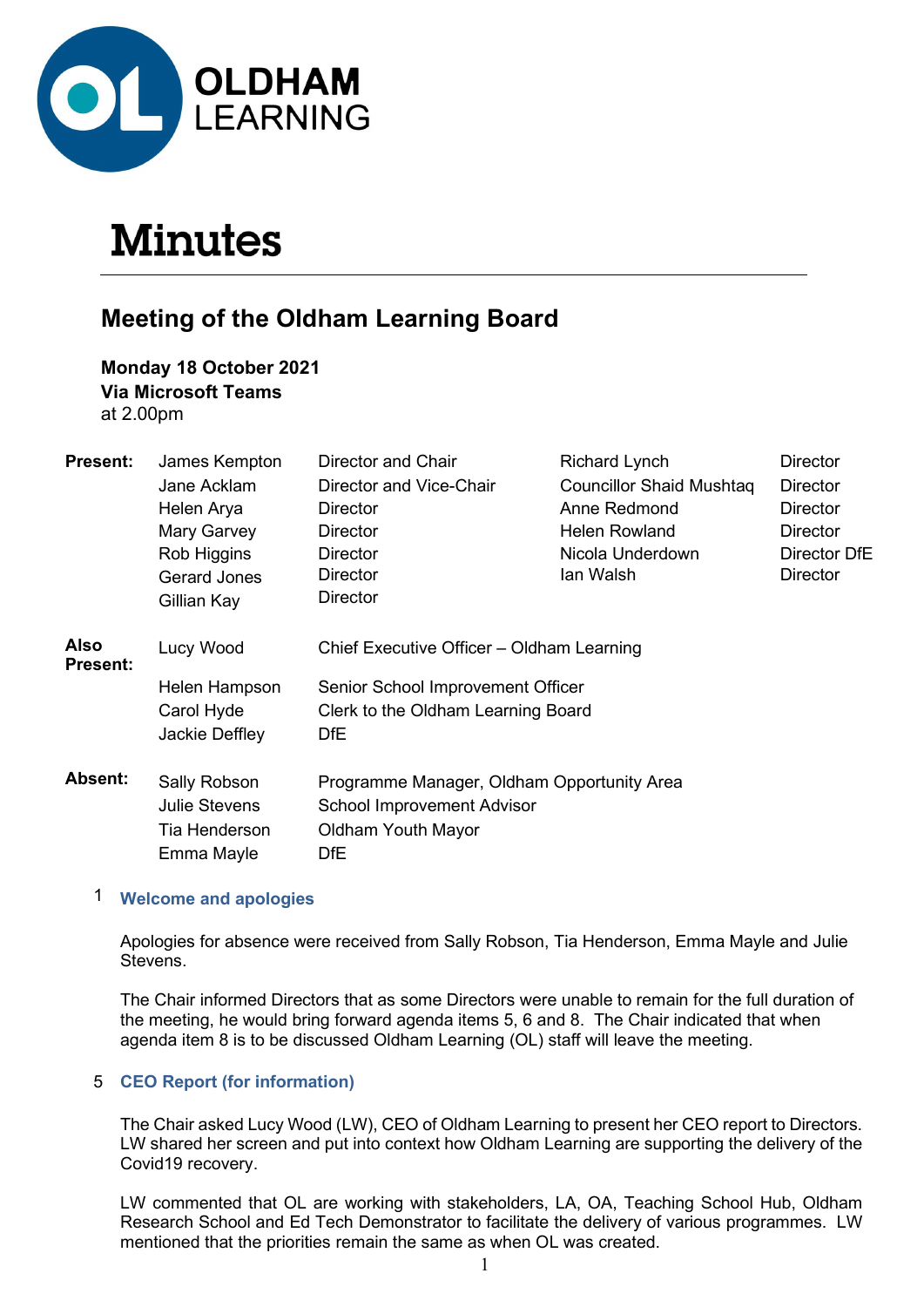OLDHAM LEARNING

# Minutes

## Meeting of the Oldham Learning Board

**Monday 18 October 2021**
**Via Microsoft Teams**
at 2.00pm

| | | | | |
|---|---|---|---|---|
| **Present:** | James Kempton | Director and Chair | Richard Lynch | Director |
| | Jane Acklam | Director and Vice-Chair | Councillor Shaid Mushtaq | Director |
| | Helen Arya | Director | Anne Redmond | Director |
| | Mary Garvey | Director | Helen Rowland | Director |
| | Rob Higgins | Director | Nicola Underdown | Director DfE |
| | Gerard Jones | Director | Ian Walsh | Director |
| | Gillian Kay | Director | | |
| **Also Present:** | Lucy Wood | Chief Executive Officer – Oldham Learning | | |
| | Helen Hampson | Senior School Improvement Officer | | |
| | Carol Hyde | Clerk to the Oldham Learning Board | | |
| | Jackie Deffley | DfE | | |
| **Absent:** | Sally Robson | Programme Manager, Oldham Opportunity Area | | |
| | Julie Stevens | School Improvement Advisor | | |
| | Tia Henderson | Oldham Youth Mayor | | |
| | Emma Mayle | DfE | | |

### 1 Welcome and apologies

Apologies for absence were received from Sally Robson, Tia Henderson, Emma Mayle and Julie Stevens.

The Chair informed Directors that as some Directors were unable to remain for the full duration of the meeting, he would bring forward agenda items 5, 6 and 8. The Chair indicated that when agenda item 8 is to be discussed Oldham Learning (OL) staff will leave the meeting.

### 5 CEO Report (for information)

The Chair asked Lucy Wood (LW), CEO of Oldham Learning to present her CEO report to Directors. LW shared her screen and put into context how Oldham Learning are supporting the delivery of the Covid19 recovery.

LW commented that OL are working with stakeholders, LA, OA, Teaching School Hub, Oldham Research School and Ed Tech Demonstrator to facilitate the delivery of various programmes. LW mentioned that the priorities remain the same as when OL was created.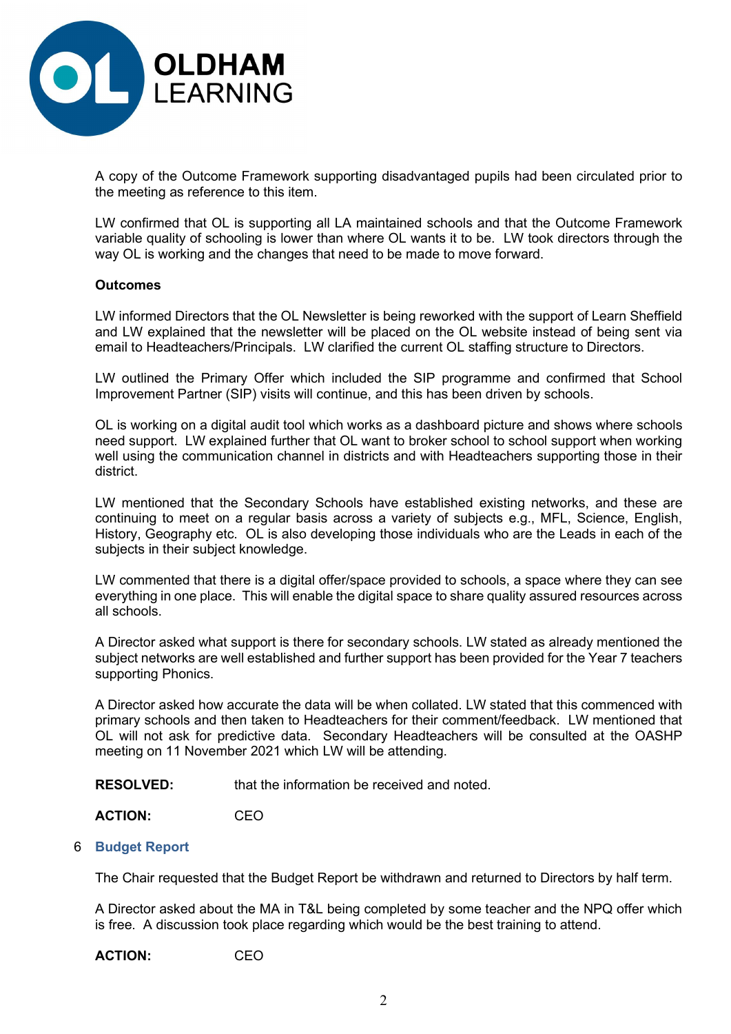A copy of the Outcome Framework supporting disadvantaged pupils had been circulated prior to the meeting as reference to this item.

LW confirmed that OL is supporting all LA maintained schools and that the Outcome Framework variable quality of schooling is lower than where OL wants it to be. LW took directors through the way OL is working and the changes that need to be made to move forward.

**Outcomes**

LW informed Directors that the OL Newsletter is being reworked with the support of Learn Sheffield and LW explained that the newsletter will be placed on the OL website instead of being sent via email to Headteachers/Principals. LW clarified the current OL staffing structure to Directors.

LW outlined the Primary Offer which included the SIP programme and confirmed that School Improvement Partner (SIP) visits will continue, and this has been driven by schools.

OL is working on a digital audit tool which works as a dashboard picture and shows where schools need support. LW explained further that OL want to broker school to school support when working well using the communication channel in districts and with Headteachers supporting those in their district.

LW mentioned that the Secondary Schools have established existing networks, and these are continuing to meet on a regular basis across a variety of subjects e.g., MFL, Science, English, History, Geography etc. OL is also developing those individuals who are the Leads in each of the subjects in their subject knowledge.

LW commented that there is a digital offer/space provided to schools, a space where they can see everything in one place. This will enable the digital space to share quality assured resources across all schools.

A Director asked what support is there for secondary schools. LW stated as already mentioned the subject networks are well established and further support has been provided for the Year 7 teachers supporting Phonics.

A Director asked how accurate the data will be when collated. LW stated that this commenced with primary schools and then taken to Headteachers for their comment/feedback. LW mentioned that OL will not ask for predictive data. Secondary Headteachers will be consulted at the OASHP meeting on 11 November 2021 which LW will be attending.

**RESOLVED:** that the information be received and noted.

**ACTION:** CEO

## 6 Budget Report

The Chair requested that the Budget Report be withdrawn and returned to Directors by half term.

A Director asked about the MA in T&L being completed by some teacher and the NPQ offer which is free. A discussion took place regarding which would be the best training to attend.

**ACTION:** CEO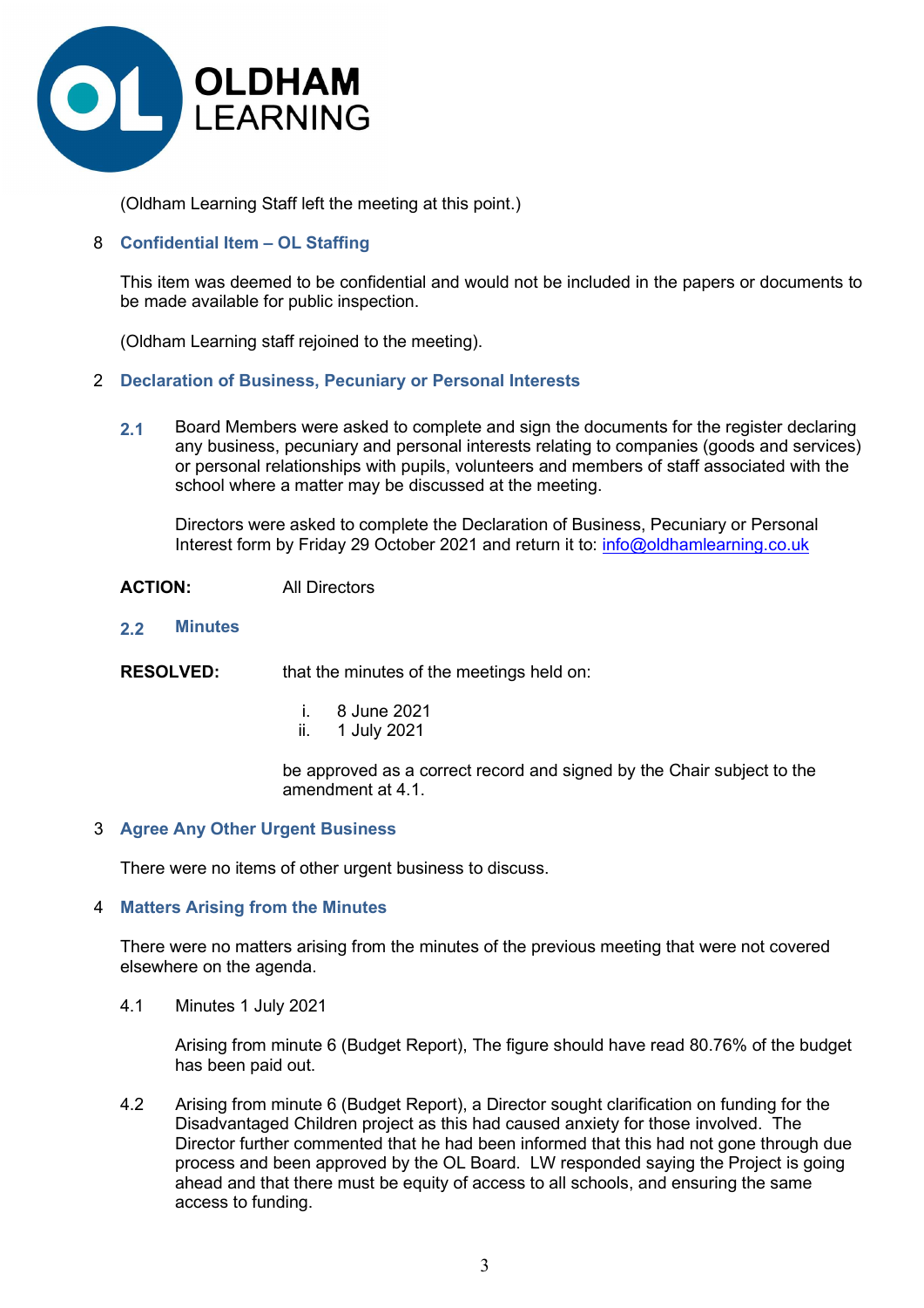(Oldham Learning Staff left the meeting at this point.)

## 8 Confidential Item – OL Staffing

This item was deemed to be confidential and would not be included in the papers or documents to be made available for public inspection.

(Oldham Learning staff rejoined to the meeting).

## 2 Declaration of Business, Pecuniary or Personal Interests

**2.1** Board Members were asked to complete and sign the documents for the register declaring any business, pecuniary and personal interests relating to companies (goods and services) or personal relationships with pupils, volunteers and members of staff associated with the school where a matter may be discussed at the meeting.

Directors were asked to complete the Declaration of Business, Pecuniary or Personal Interest form by Friday 29 October 2021 and return it to: info@oldhamlearning.co.uk

**ACTION:** All Directors

### 2.2 Minutes

**RESOLVED:** that the minutes of the meetings held on:

i. 8 June 2021
ii. 1 July 2021

be approved as a correct record and signed by the Chair subject to the amendment at 4.1.

## 3 Agree Any Other Urgent Business

There were no items of other urgent business to discuss.

## 4 Matters Arising from the Minutes

There were no matters arising from the minutes of the previous meeting that were not covered elsewhere on the agenda.

4.1 Minutes 1 July 2021

Arising from minute 6 (Budget Report), The figure should have read 80.76% of the budget has been paid out.

4.2 Arising from minute 6 (Budget Report), a Director sought clarification on funding for the Disadvantaged Children project as this had caused anxiety for those involved. The Director further commented that he had been informed that this had not gone through due process and been approved by the OL Board. LW responded saying the Project is going ahead and that there must be equity of access to all schools, and ensuring the same access to funding.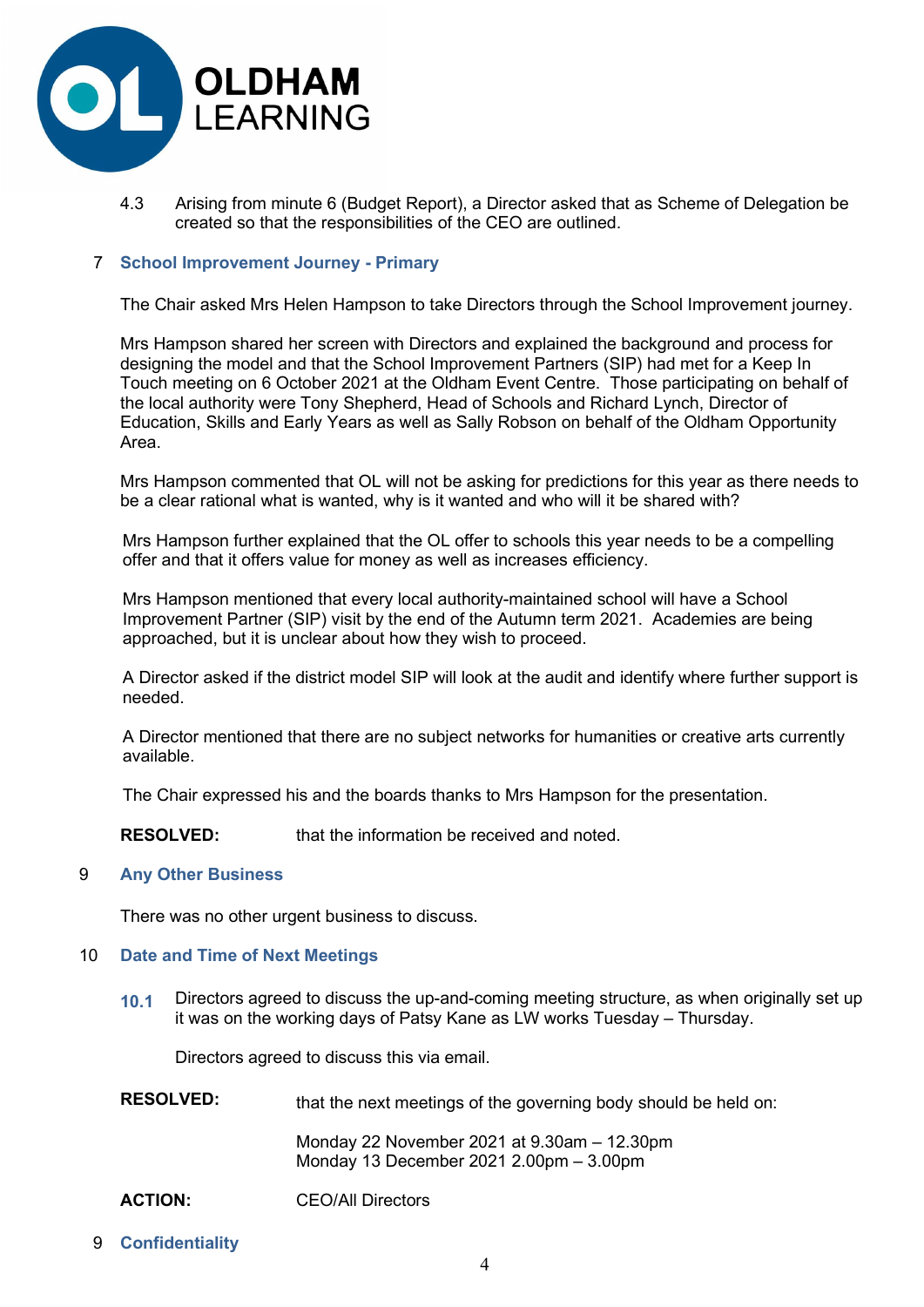4.3 Arising from minute 6 (Budget Report), a Director asked that as Scheme of Delegation be created so that the responsibilities of the CEO are outlined.

## 7 School Improvement Journey - Primary

The Chair asked Mrs Helen Hampson to take Directors through the School Improvement journey.

Mrs Hampson shared her screen with Directors and explained the background and process for designing the model and that the School Improvement Partners (SIP) had met for a Keep In Touch meeting on 6 October 2021 at the Oldham Event Centre. Those participating on behalf of the local authority were Tony Shepherd, Head of Schools and Richard Lynch, Director of Education, Skills and Early Years as well as Sally Robson on behalf of the Oldham Opportunity Area.

Mrs Hampson commented that OL will not be asking for predictions for this year as there needs to be a clear rational what is wanted, why is it wanted and who will it be shared with?

Mrs Hampson further explained that the OL offer to schools this year needs to be a compelling offer and that it offers value for money as well as increases efficiency.

Mrs Hampson mentioned that every local authority-maintained school will have a School Improvement Partner (SIP) visit by the end of the Autumn term 2021. Academies are being approached, but it is unclear about how they wish to proceed.

A Director asked if the district model SIP will look at the audit and identify where further support is needed.

A Director mentioned that there are no subject networks for humanities or creative arts currently available.

The Chair expressed his and the boards thanks to Mrs Hampson for the presentation.

**RESOLVED:** that the information be received and noted.

## 9 Any Other Business

There was no other urgent business to discuss.

## 10 Date and Time of Next Meetings

**10.1** Directors agreed to discuss the up-and-coming meeting structure, as when originally set up it was on the working days of Patsy Kane as LW works Tuesday – Thursday.

Directors agreed to discuss this via email.

**RESOLVED:** that the next meetings of the governing body should be held on:

Monday 22 November 2021 at 9.30am – 12.30pm
Monday 13 December 2021 2.00pm – 3.00pm

**ACTION:** CEO/All Directors

## 9 Confidentiality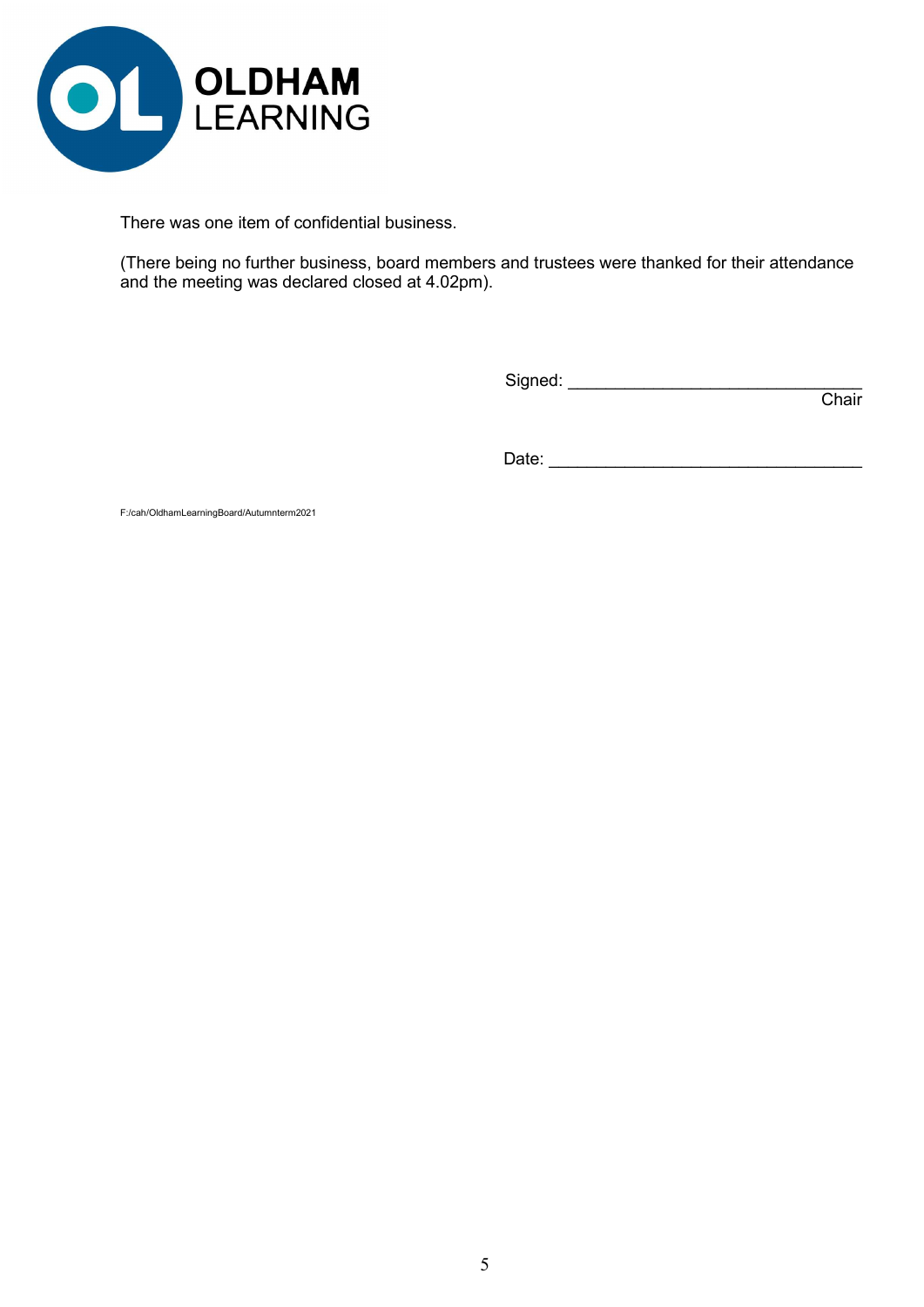There was one item of confidential business.

(There being no further business, board members and trustees were thanked for their attendance and the meeting was declared closed at 4.02pm).

Signed: ______________________________
Chair

Date: ________________________________

F:/cah/OldhamLearningBoard/Autumnterm2021